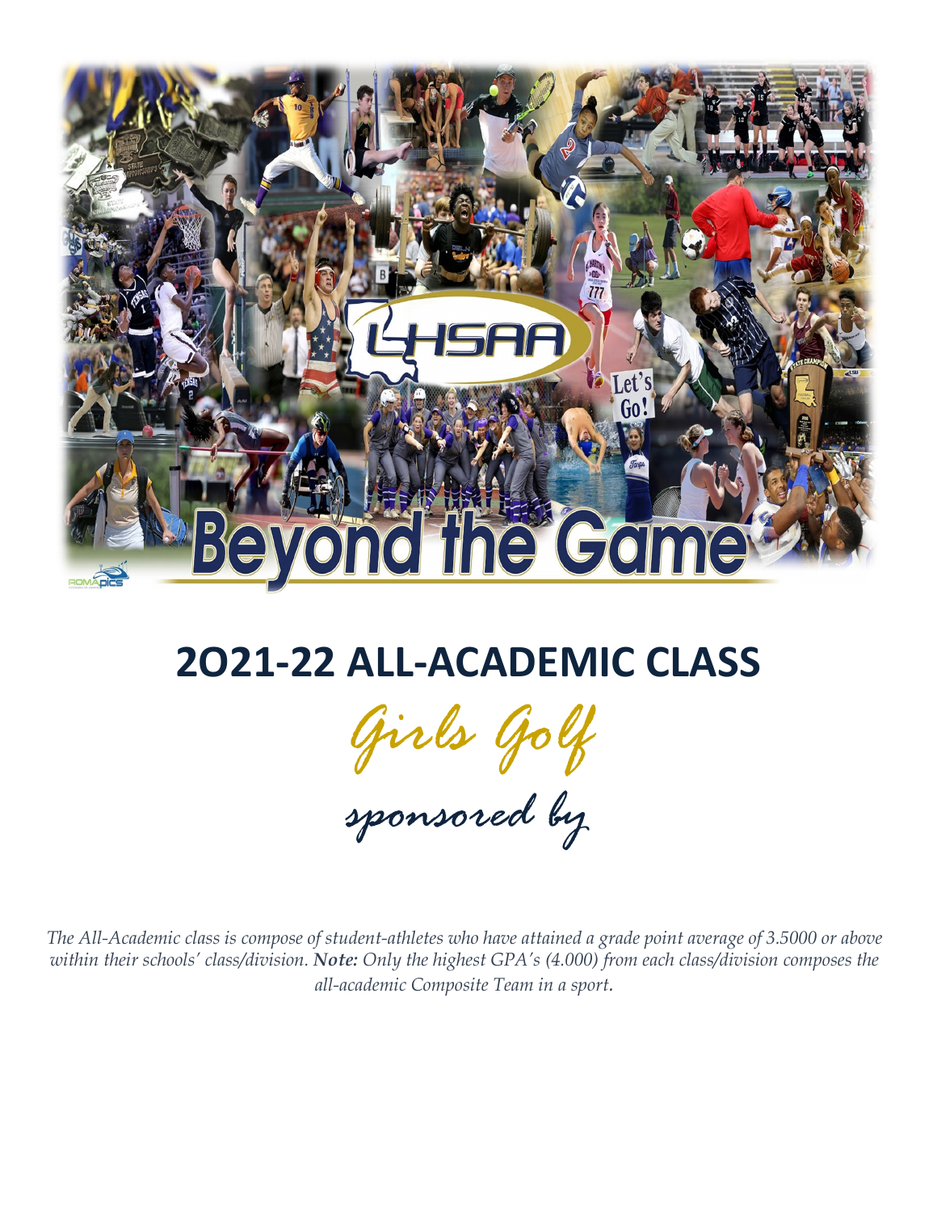# 2O21-22 ALL-ACADEMIC CLASS

## Girls Golf

sponsored by

*The All-Academic class is compose of student-athletes who have attained a grade point average of 3.5000 or above within their schools' class/division. **Note:** Only the highest GPA's (4.000) from each class/division composes the all-academic Composite Team in a sport.*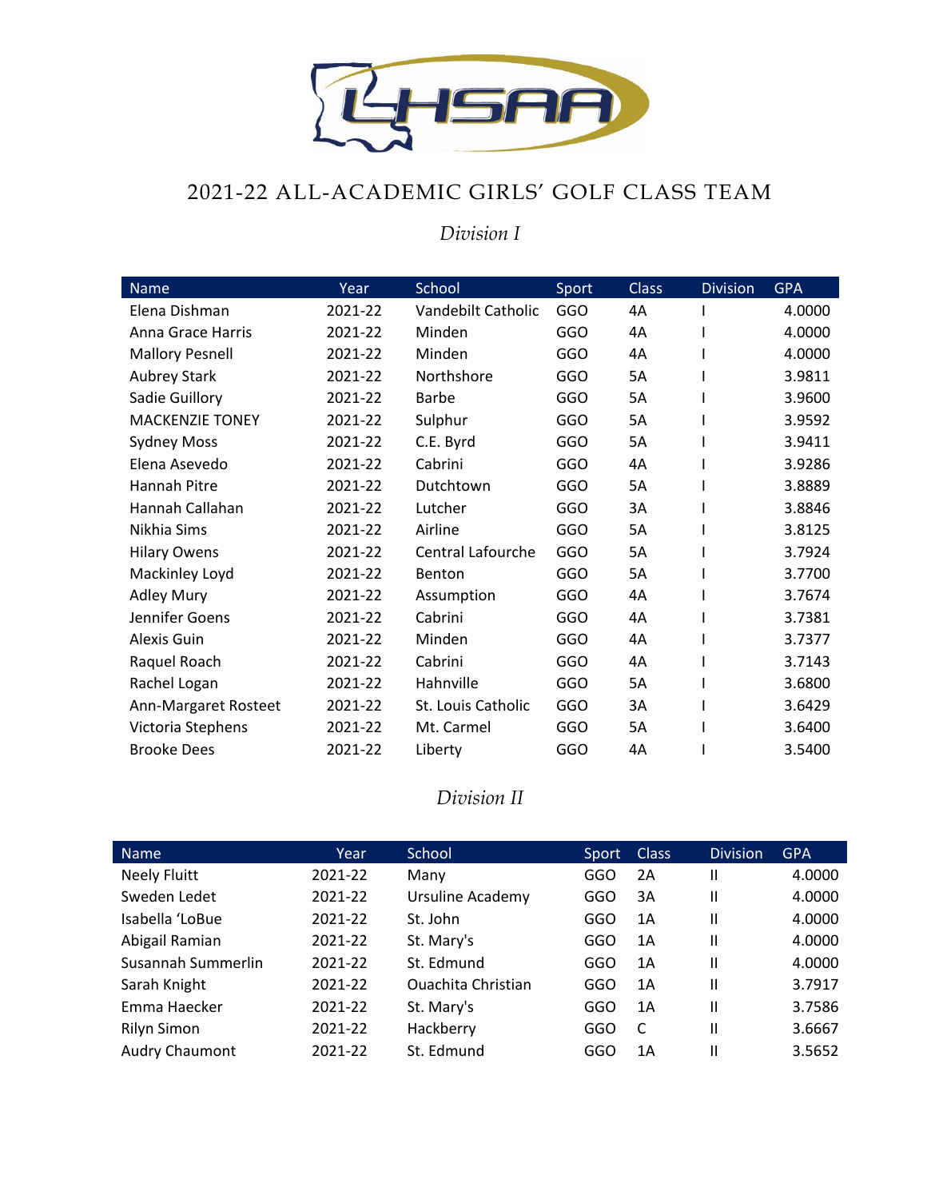# 2021-22 ALL-ACADEMIC GIRLS' GOLF CLASS TEAM

## *Division I*

| Name | Year | School | Sport | Class | Division | GPA |
|---|---|---|---|---|---|---|
| Elena Dishman | 2021-22 | Vandebilt Catholic | GGO | 4A | I | 4.0000 |
| Anna Grace Harris | 2021-22 | Minden | GGO | 4A | I | 4.0000 |
| Mallory Pesnell | 2021-22 | Minden | GGO | 4A | I | 4.0000 |
| Aubrey Stark | 2021-22 | Northshore | GGO | 5A | I | 3.9811 |
| Sadie Guillory | 2021-22 | Barbe | GGO | 5A | I | 3.9600 |
| MACKENZIE TONEY | 2021-22 | Sulphur | GGO | 5A | I | 3.9592 |
| Sydney Moss | 2021-22 | C.E. Byrd | GGO | 5A | I | 3.9411 |
| Elena Asevedo | 2021-22 | Cabrini | GGO | 4A | I | 3.9286 |
| Hannah Pitre | 2021-22 | Dutchtown | GGO | 5A | I | 3.8889 |
| Hannah Callahan | 2021-22 | Lutcher | GGO | 3A | I | 3.8846 |
| Nikhia Sims | 2021-22 | Airline | GGO | 5A | I | 3.8125 |
| Hilary Owens | 2021-22 | Central Lafourche | GGO | 5A | I | 3.7924 |
| Mackinley Loyd | 2021-22 | Benton | GGO | 5A | I | 3.7700 |
| Adley Mury | 2021-22 | Assumption | GGO | 4A | I | 3.7674 |
| Jennifer Goens | 2021-22 | Cabrini | GGO | 4A | I | 3.7381 |
| Alexis Guin | 2021-22 | Minden | GGO | 4A | I | 3.7377 |
| Raquel Roach | 2021-22 | Cabrini | GGO | 4A | I | 3.7143 |
| Rachel Logan | 2021-22 | Hahnville | GGO | 5A | I | 3.6800 |
| Ann-Margaret Rosteet | 2021-22 | St. Louis Catholic | GGO | 3A | I | 3.6429 |
| Victoria Stephens | 2021-22 | Mt. Carmel | GGO | 5A | I | 3.6400 |
| Brooke Dees | 2021-22 | Liberty | GGO | 4A | I | 3.5400 |

## *Division II*

| Name | Year | School | Sport | Class | Division | GPA |
|---|---|---|---|---|---|---|
| Neely Fluitt | 2021-22 | Many | GGO | 2A | II | 4.0000 |
| Sweden Ledet | 2021-22 | Ursuline Academy | GGO | 3A | II | 4.0000 |
| Isabella 'LoBue | 2021-22 | St. John | GGO | 1A | II | 4.0000 |
| Abigail Ramian | 2021-22 | St. Mary's | GGO | 1A | II | 4.0000 |
| Susannah Summerlin | 2021-22 | St. Edmund | GGO | 1A | II | 4.0000 |
| Sarah Knight | 2021-22 | Ouachita Christian | GGO | 1A | II | 3.7917 |
| Emma Haecker | 2021-22 | St. Mary's | GGO | 1A | II | 3.7586 |
| Rilyn Simon | 2021-22 | Hackberry | GGO | C | II | 3.6667 |
| Audry Chaumont | 2021-22 | St. Edmund | GGO | 1A | II | 3.5652 |